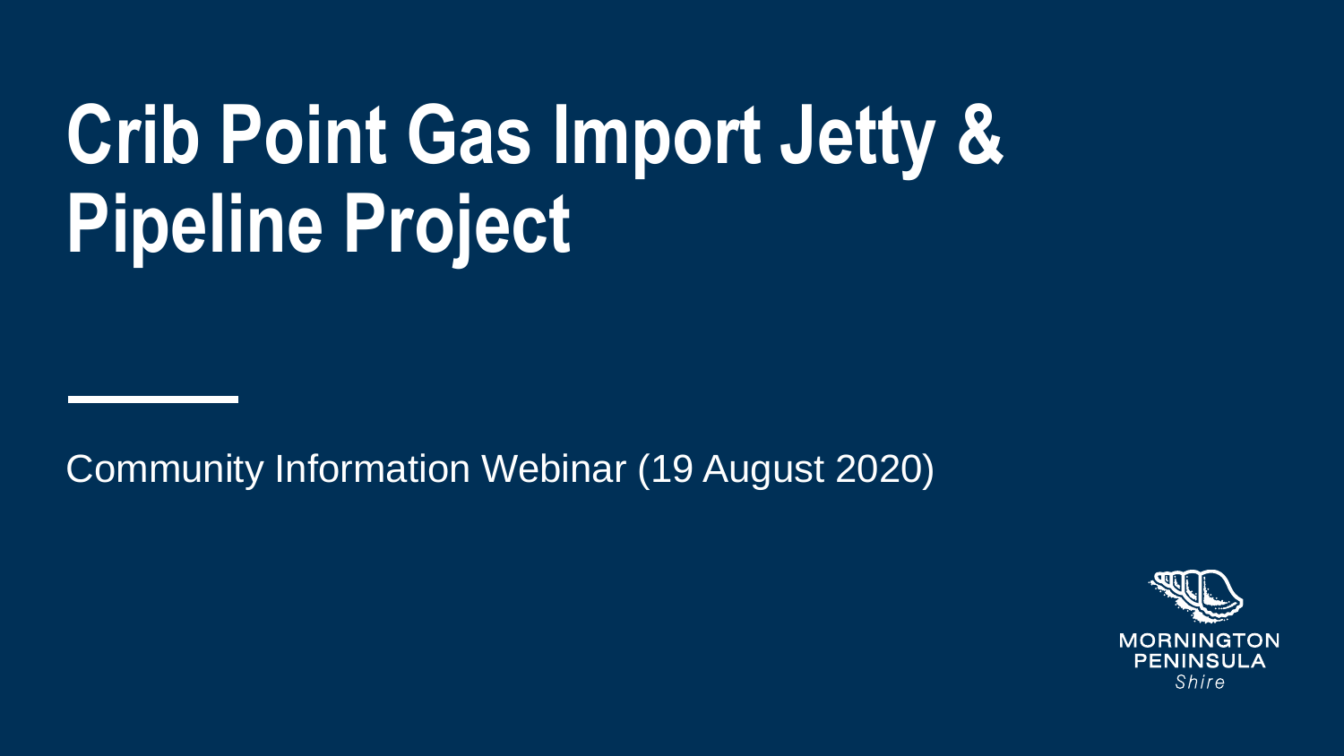# Crib Point Gas Import Jetty & Pipeline Project

Community Information Webinar (19 August 2020)

MORNINGTON PENINSULA *Shire*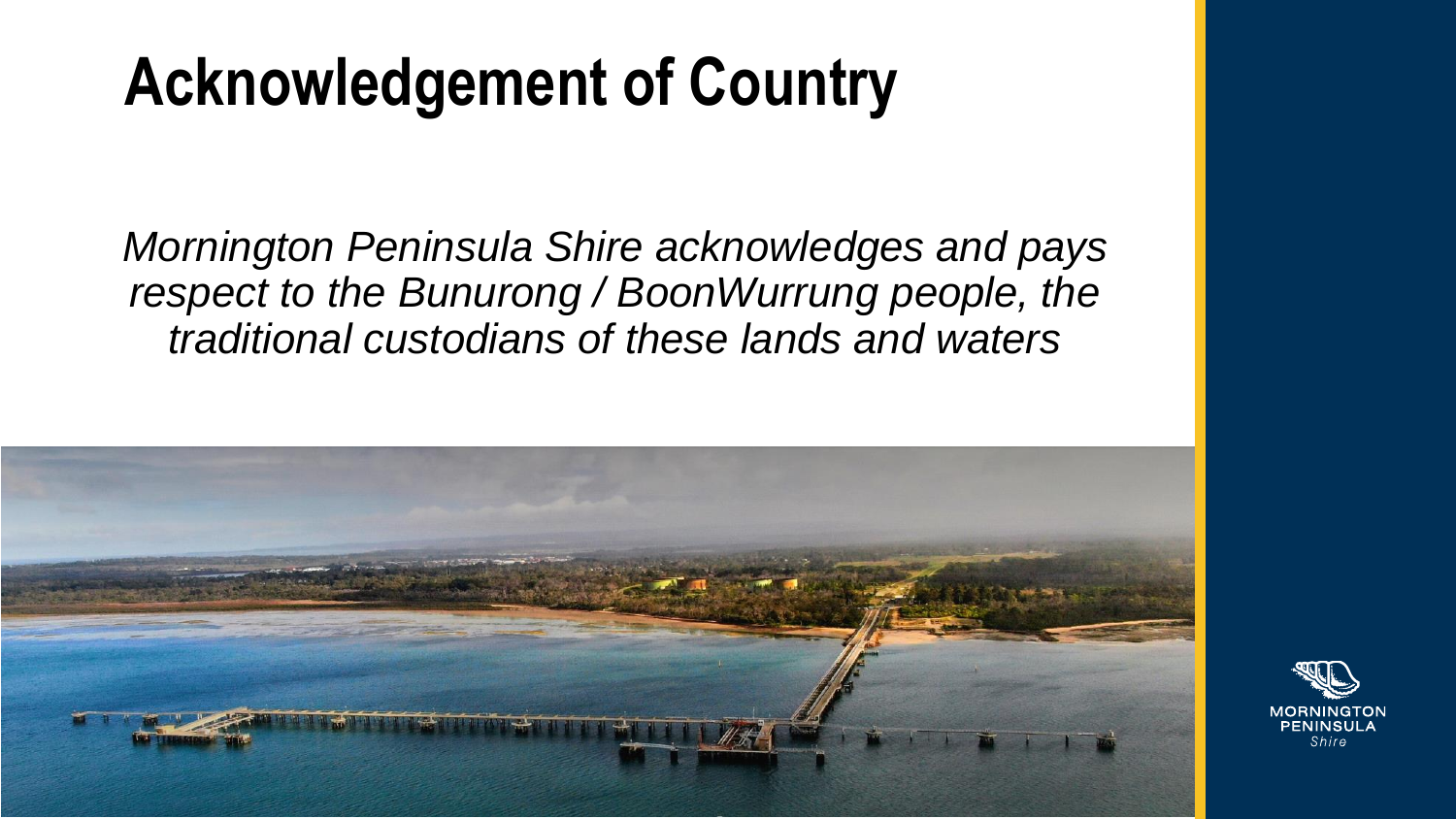# Acknowledgement of Country

*Mornington Peninsula Shire acknowledges and pays respect to the Bunurong / BoonWurrung people, the traditional custodians of these lands and waters*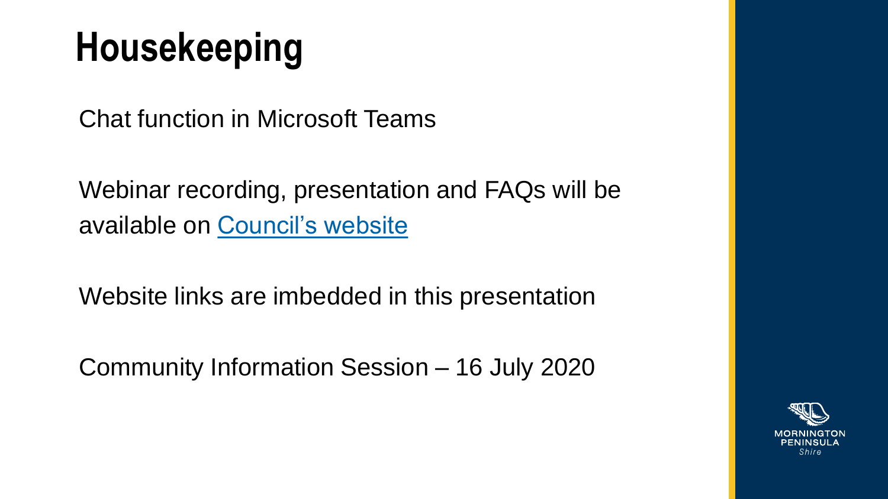# Housekeeping

Chat function in Microsoft Teams

Webinar recording, presentation and FAQs will be available on Council's website

Website links are imbedded in this presentation

Community Information Session – 16 July 2020

MORNINGTON PENINSULA Shire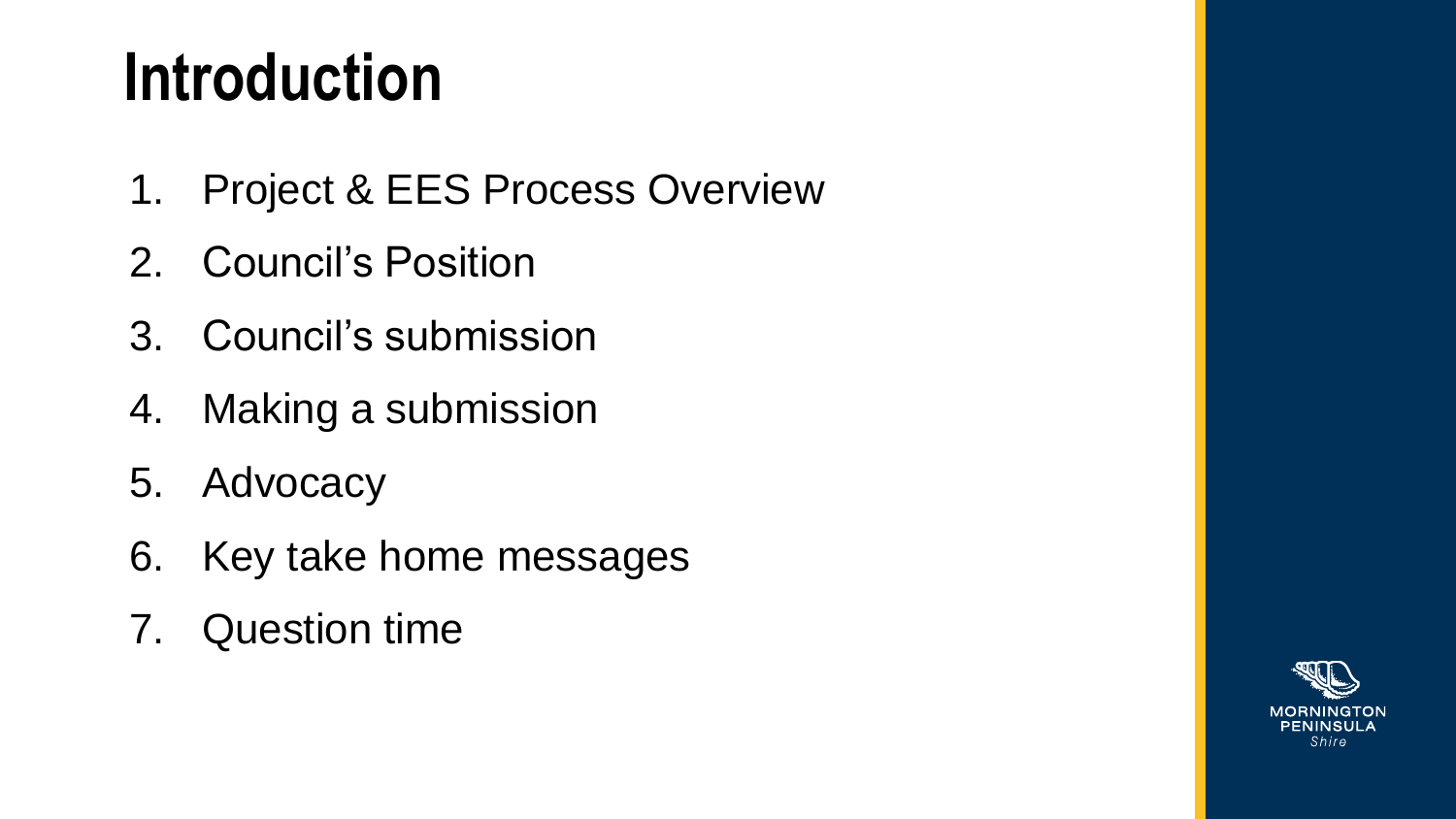# Introduction

1. Project & EES Process Overview
2. Council's Position
3. Council's submission
4. Making a submission
5. Advocacy
6. Key take home messages
7. Question time

MORNINGTON PENINSULA *Shire*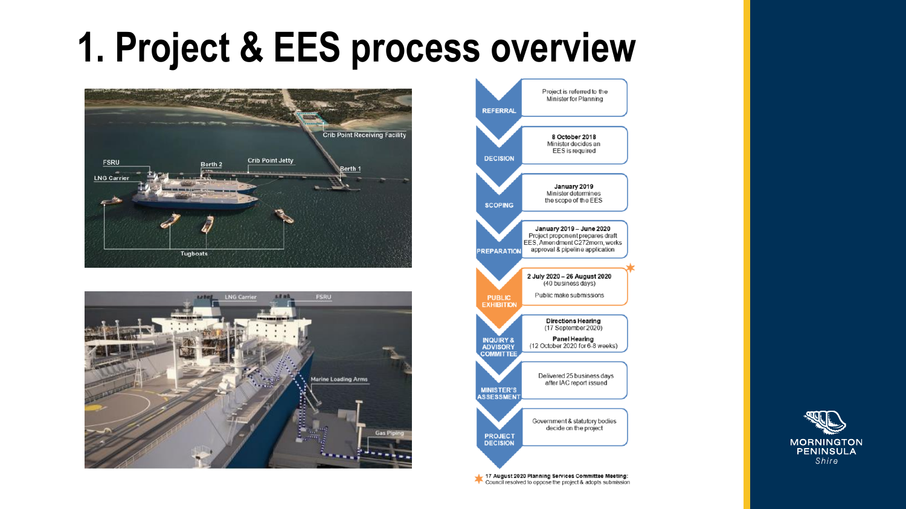# 1. Project & EES process overview

| Stage | Details |
| --- | --- |
| REFERRAL | Project is referred to the Minister for Planning |
| DECISION | **8 October 2018** Minister decides an EES is required |
| SCOPING | **January 2019** Minister determines the scope of the EES |
| PREPARATION | **January 2019 – June 2020** Project proponent prepares draft EES, Amendment C272morn, works approval & pipeline application |
| PUBLIC EXHIBITION | **2 July 2020 – 26 August 2020** (40 business days) Public make submissions |
| INQUIRY & ADVISORY COMMITTEE | **Directions Hearing** (17 September 2020) **Panel Hearing** (12 October 2020 for 6-8 weeks) |
| MINISTER'S ASSESSMENT | Delivered 25 business days after IAC report issued |
| PROJECT DECISION | Government & statutory bodies decide on the project |

* **17 August 2020 Planning Services Committee Meeting:** Council resolved to oppose the project & adopts submission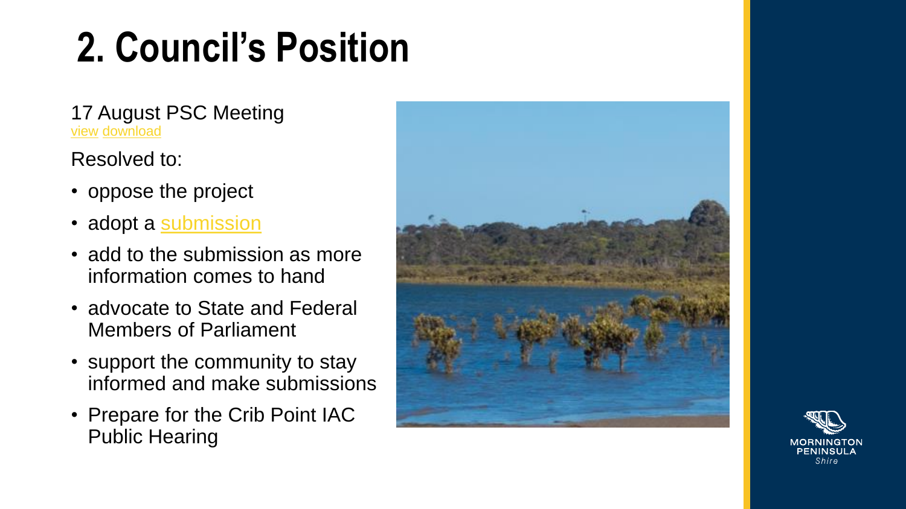# 2. Council's Position

17 August PSC Meeting
view download

Resolved to:

- oppose the project
- adopt a submission
- add to the submission as more information comes to hand
- advocate to State and Federal Members of Parliament
- support the community to stay informed and make submissions
- Prepare for the Crib Point IAC Public Hearing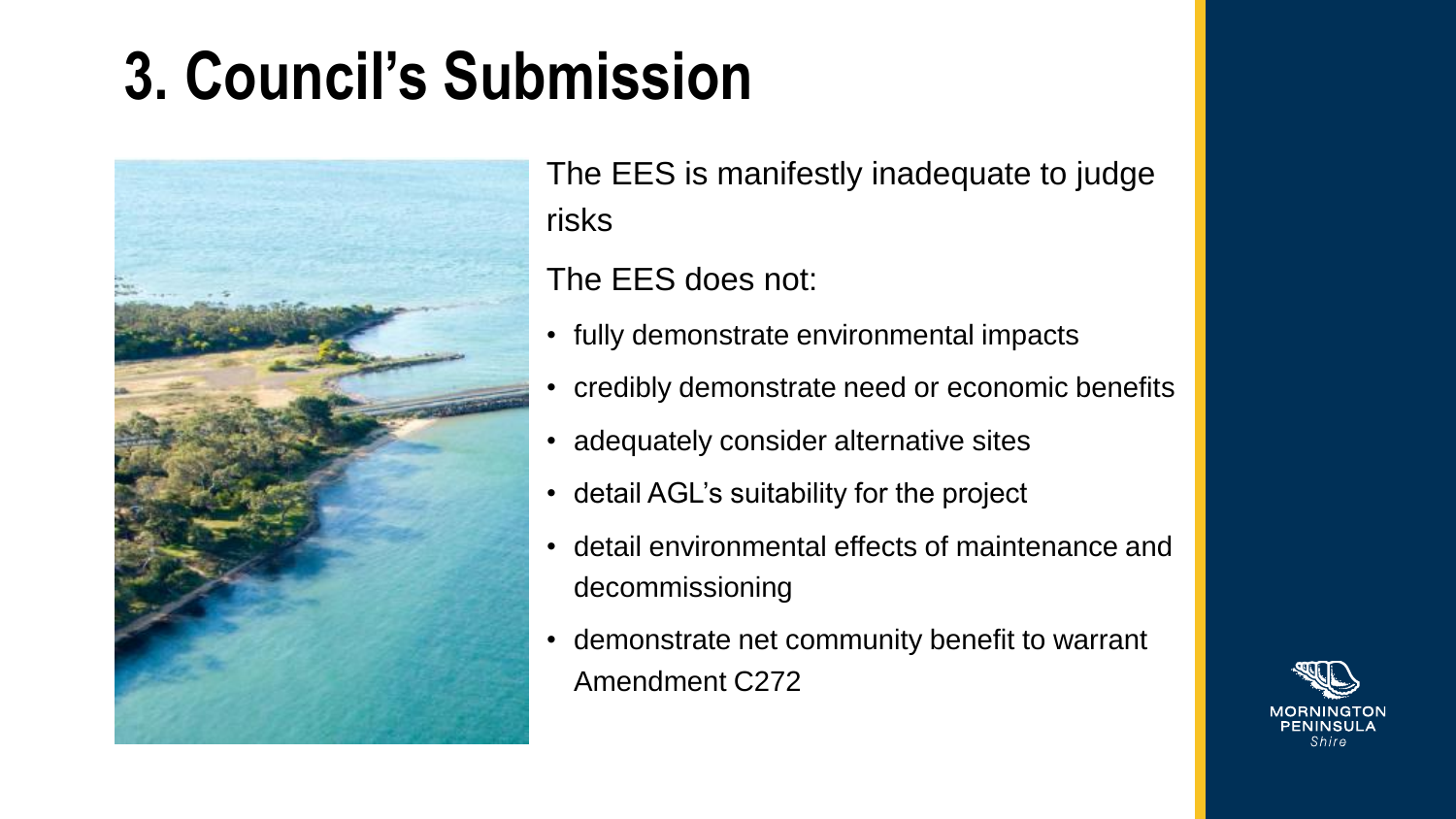# 3. Council's Submission

The EES is manifestly inadequate to judge risks

The EES does not:

- fully demonstrate environmental impacts
- credibly demonstrate need or economic benefits
- adequately consider alternative sites
- detail AGL's suitability for the project
- detail environmental effects of maintenance and decommissioning
- demonstrate net community benefit to warrant Amendment C272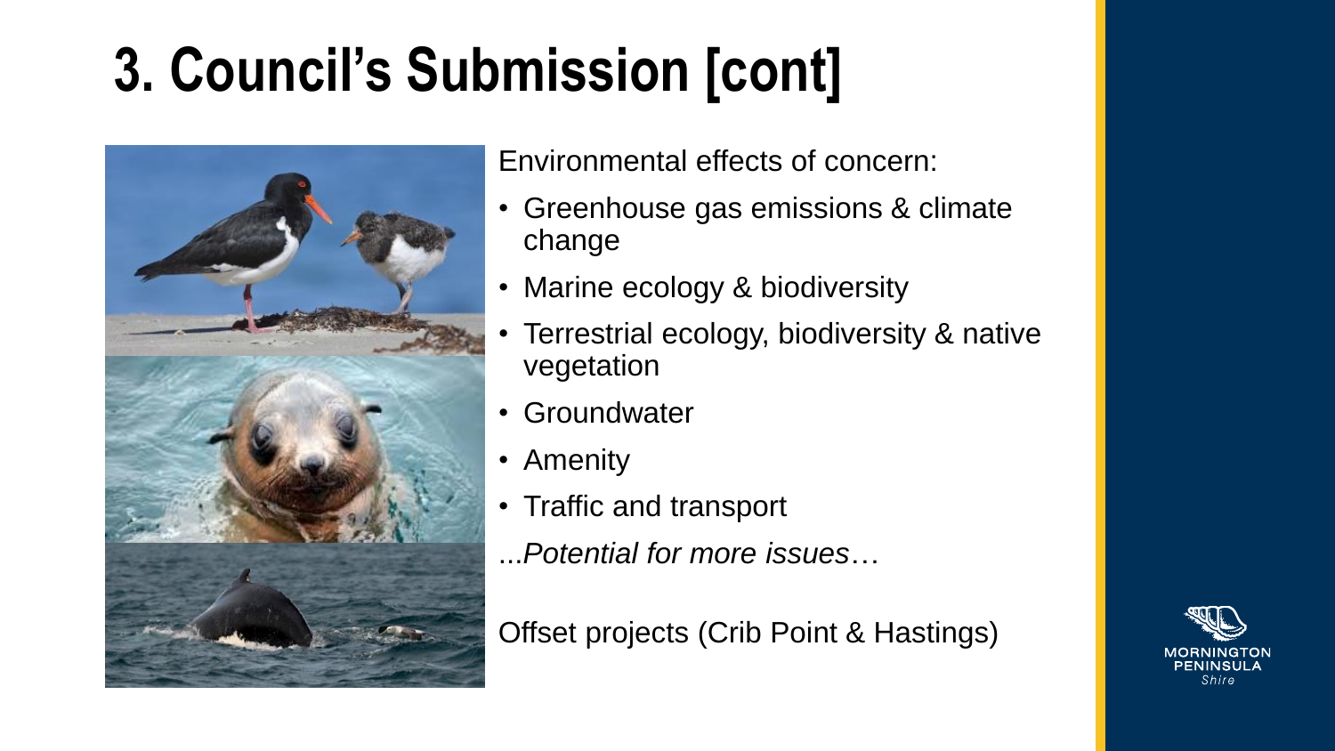# 3. Council's Submission [cont]

Environmental effects of concern:

- Greenhouse gas emissions & climate change
- Marine ecology & biodiversity
- Terrestrial ecology, biodiversity & native vegetation
- Groundwater
- Amenity
- Traffic and transport

...*Potential for more issues*…

Offset projects (Crib Point & Hastings)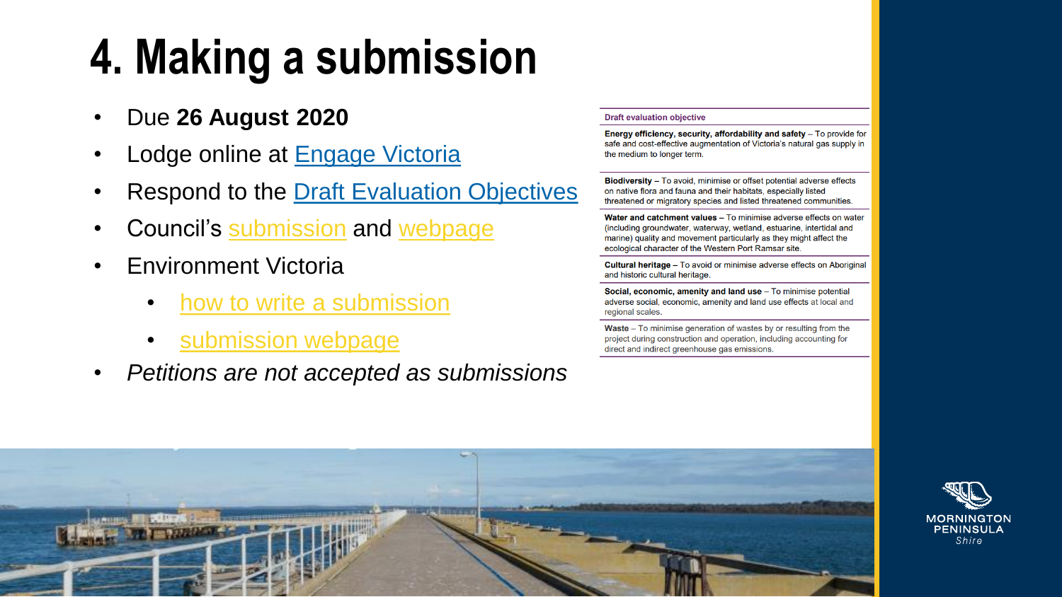# 4. Making a submission

- Due **26 August 2020**
- Lodge online at Engage Victoria
- Respond to the Draft Evaluation Objectives
- Council's submission and webpage
- Environment Victoria
  - how to write a submission
  - submission webpage
- *Petitions are not accepted as submissions*

| Draft evaluation objective |
| --- |
| **Energy efficiency, security, affordability and safety** – To provide for safe and cost-effective augmentation of Victoria's natural gas supply in the medium to longer term. |
| **Biodiversity** – To avoid, minimise or offset potential adverse effects on native flora and fauna and their habitats, especially listed threatened or migratory species and listed threatened communities. |
| **Water and catchment values** – To minimise adverse effects on water (including groundwater, waterway, wetland, estuarine, intertidal and marine) quality and movement particularly as they might affect the ecological character of the Western Port Ramsar site. |
| **Cultural heritage** – To avoid or minimise adverse effects on Aboriginal and historic cultural heritage. |
| **Social, economic, amenity and land use** – To minimise potential adverse social, economic, amenity and land use effects at local and regional scales. |
| **Waste** – To minimise generation of wastes by or resulting from the project during construction and operation, including accounting for direct and indirect greenhouse gas emissions. |

MORNINGTON PENINSULA Shire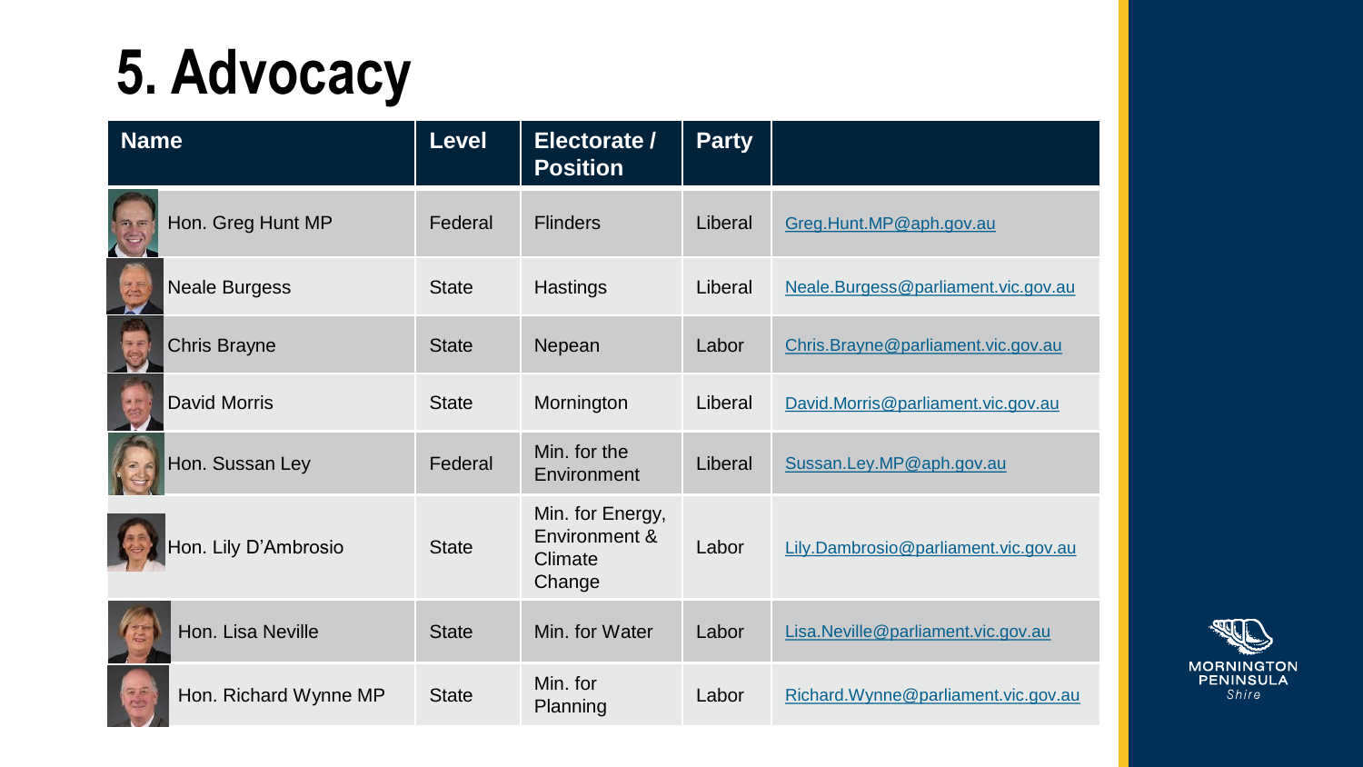# 5. Advocacy

| Name | Level | Electorate / Position | Party | |
|---|---|---|---|---|
| Hon. Greg Hunt MP | Federal | Flinders | Liberal | Greg.Hunt.MP@aph.gov.au |
| Neale Burgess | State | Hastings | Liberal | Neale.Burgess@parliament.vic.gov.au |
| Chris Brayne | State | Nepean | Labor | Chris.Brayne@parliament.vic.gov.au |
| David Morris | State | Mornington | Liberal | David.Morris@parliament.vic.gov.au |
| Hon. Sussan Ley | Federal | Min. for the Environment | Liberal | Sussan.Ley.MP@aph.gov.au |
| Hon. Lily D'Ambrosio | State | Min. for Energy, Environment & Climate Change | Labor | Lily.Dambrosio@parliament.vic.gov.au |
| Hon. Lisa Neville | State | Min. for Water | Labor | Lisa.Neville@parliament.vic.gov.au |
| Hon. Richard Wynne MP | State | Min. for Planning | Labor | Richard.Wynne@parliament.vic.gov.au |

MORNINGTON PENINSULA *Shire*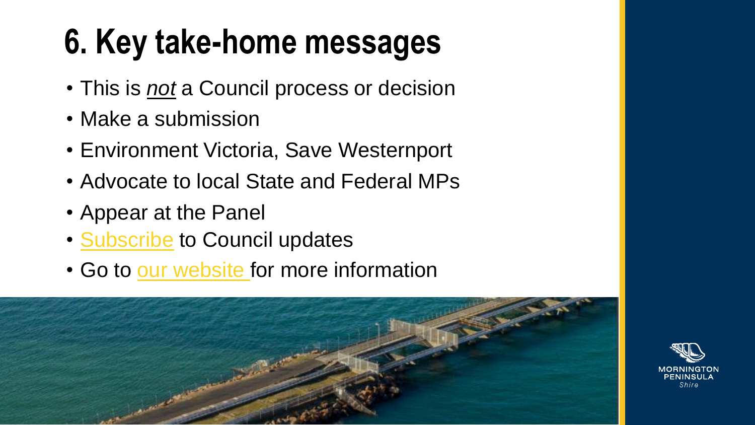# 6. Key take-home messages

- This is *not* a Council process or decision
- Make a submission
- Environment Victoria, Save Westernport
- Advocate to local State and Federal MPs
- Appear at the Panel
- Subscribe to Council updates
- Go to our website for more information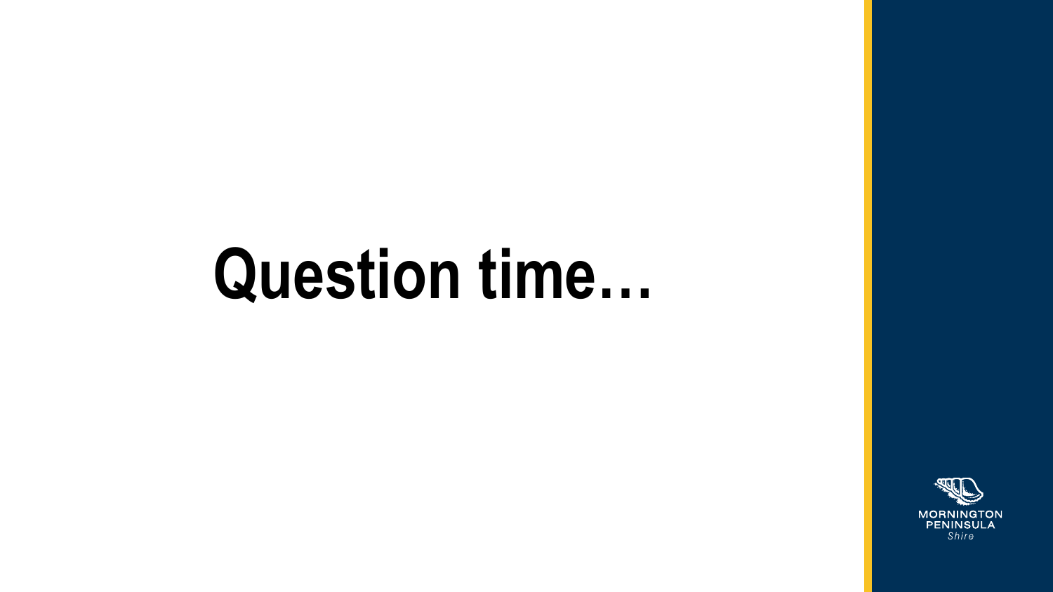# Question time…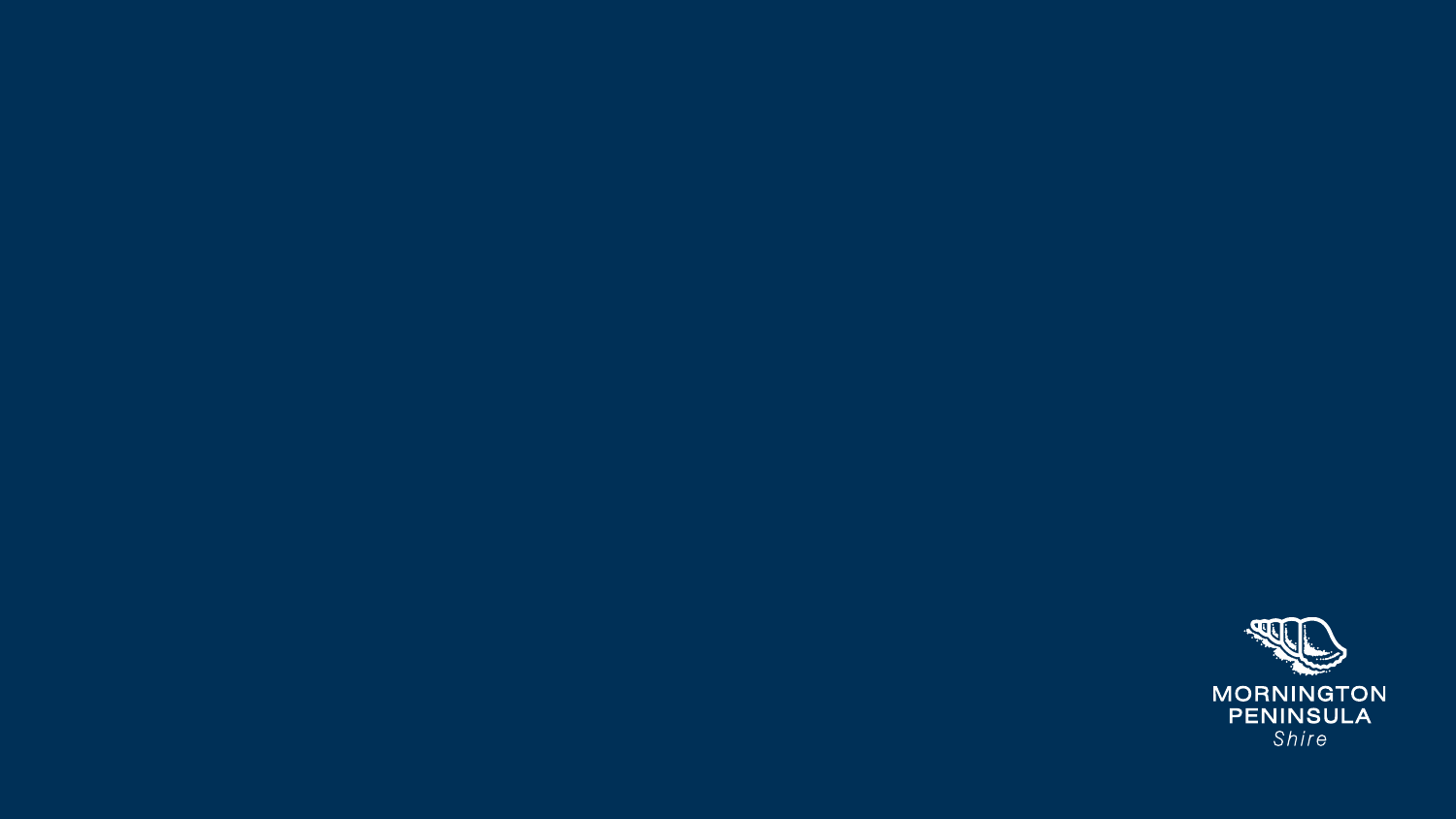MORNINGTON PENINSULA

*Shire*